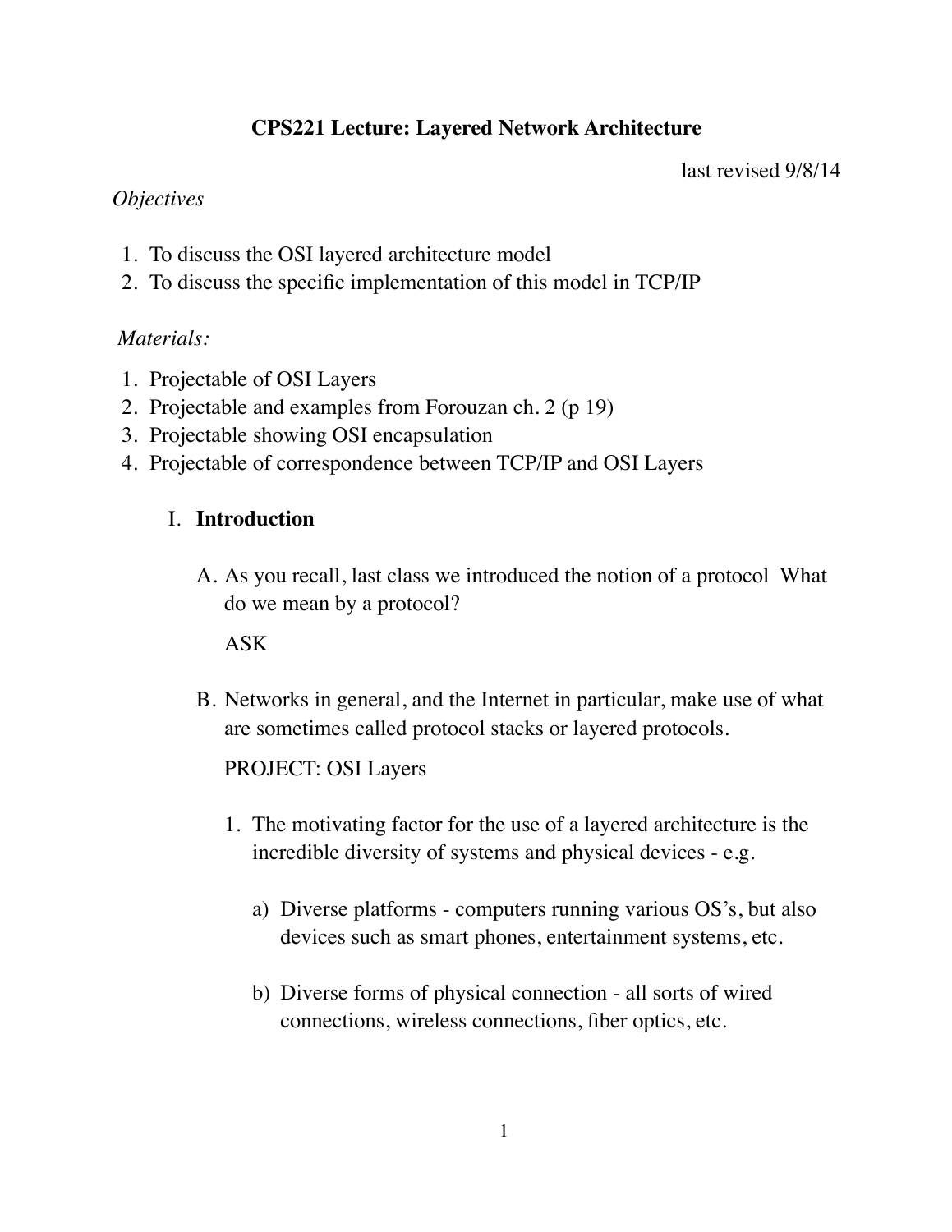# CPS221 Lecture: Layered Network Architecture

last revised 9/8/14

*Objectives*

1. To discuss the OSI layered architecture model
2. To discuss the specific implementation of this model in TCP/IP

*Materials:*

1. Projectable of OSI Layers
2. Projectable and examples from Forouzan ch. 2 (p 19)
3. Projectable showing OSI encapsulation
4. Projectable of correspondence between TCP/IP and OSI Layers

## I. **Introduction**

A. As you recall, last class we introduced the notion of a protocol What do we mean by a protocol?

   ASK

B. Networks in general, and the Internet in particular, make use of what are sometimes called protocol stacks or layered protocols.

   PROJECT: OSI Layers

   1. The motivating factor for the use of a layered architecture is the incredible diversity of systems and physical devices - e.g.

      a) Diverse platforms - computers running various OS's, but also devices such as smart phones, entertainment systems, etc.

      b) Diverse forms of physical connection - all sorts of wired connections, wireless connections, fiber optics, etc.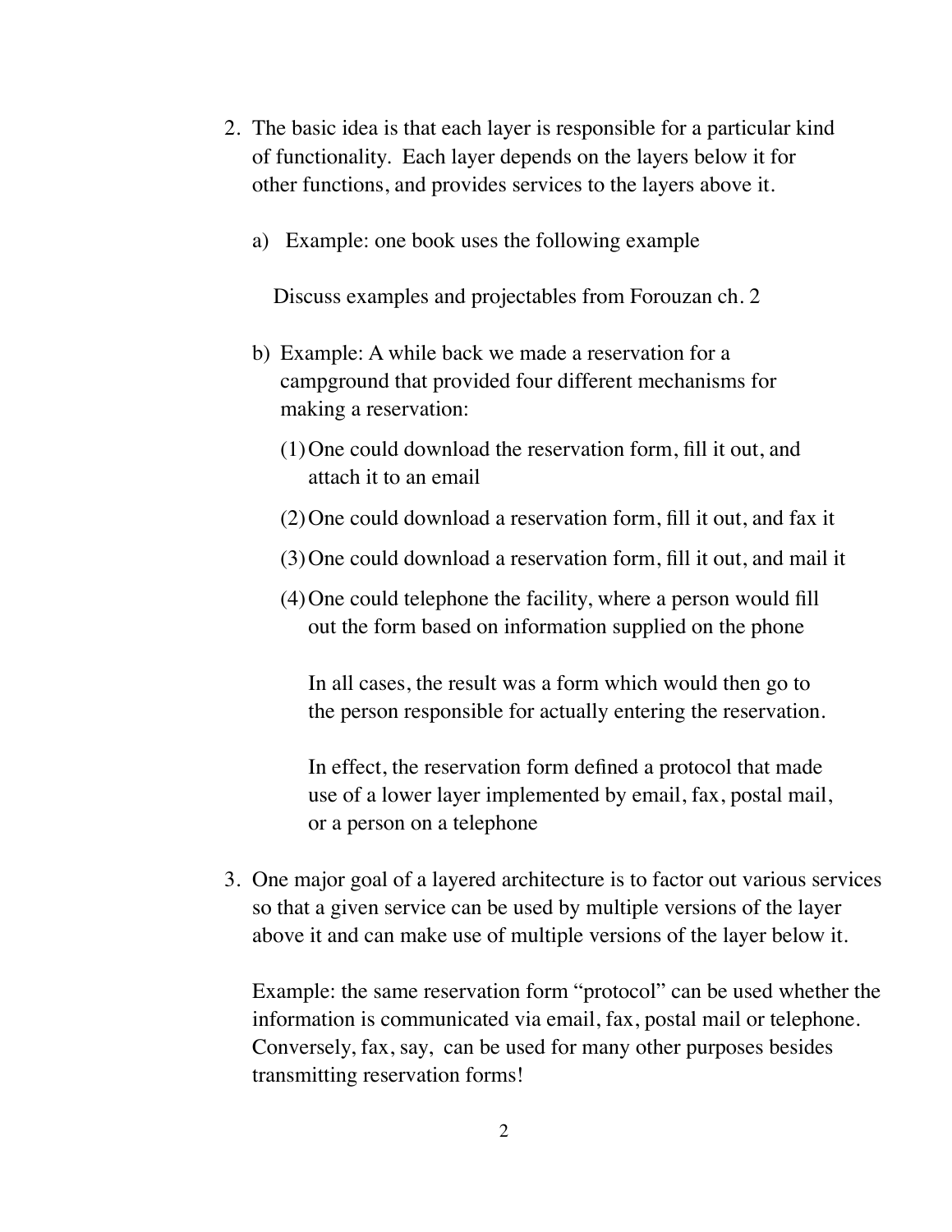2. The basic idea is that each layer is responsible for a particular kind of functionality. Each layer depends on the layers below it for other functions, and provides services to the layers above it.

   a) Example: one book uses the following example

      Discuss examples and projectables from Forouzan ch. 2

   b) Example: A while back we made a reservation for a campground that provided four different mechanisms for making a reservation:

      (1) One could download the reservation form, fill it out, and attach it to an email

      (2) One could download a reservation form, fill it out, and fax it

      (3) One could download a reservation form, fill it out, and mail it

      (4) One could telephone the facility, where a person would fill out the form based on information supplied on the phone

      In all cases, the result was a form which would then go to the person responsible for actually entering the reservation.

      In effect, the reservation form defined a protocol that made use of a lower layer implemented by email, fax, postal mail, or a person on a telephone

3. One major goal of a layered architecture is to factor out various services so that a given service can be used by multiple versions of the layer above it and can make use of multiple versions of the layer below it.

   Example: the same reservation form "protocol" can be used whether the information is communicated via email, fax, postal mail or telephone. Conversely, fax, say, can be used for many other purposes besides transmitting reservation forms!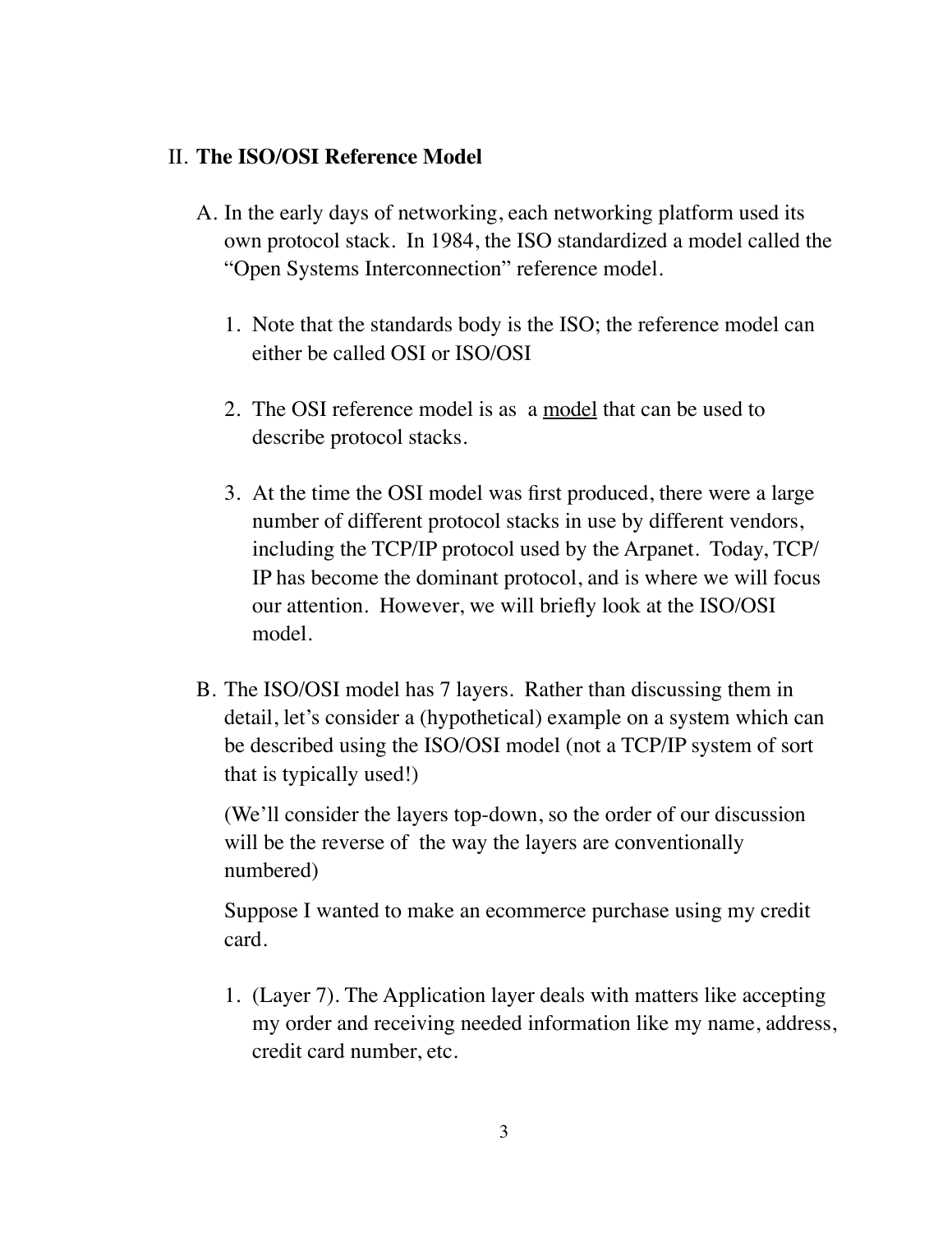## II. **The ISO/OSI Reference Model**

A. In the early days of networking, each networking platform used its own protocol stack. In 1984, the ISO standardized a model called the "Open Systems Interconnection" reference model.

   1. Note that the standards body is the ISO; the reference model can either be called OSI or ISO/OSI

   2. The OSI reference model is as a <u>model</u> that can be used to describe protocol stacks.

   3. At the time the OSI model was first produced, there were a large number of different protocol stacks in use by different vendors, including the TCP/IP protocol used by the Arpanet. Today, TCP/IP has become the dominant protocol, and is where we will focus our attention. However, we will briefly look at the ISO/OSI model.

B. The ISO/OSI model has 7 layers. Rather than discussing them in detail, let's consider a (hypothetical) example on a system which can be described using the ISO/OSI model (not a TCP/IP system of sort that is typically used!)

   (We'll consider the layers top-down, so the order of our discussion will be the reverse of the way the layers are conventionally numbered)

   Suppose I wanted to make an ecommerce purchase using my credit card.

   1. (Layer 7). The Application layer deals with matters like accepting my order and receiving needed information like my name, address, credit card number, etc.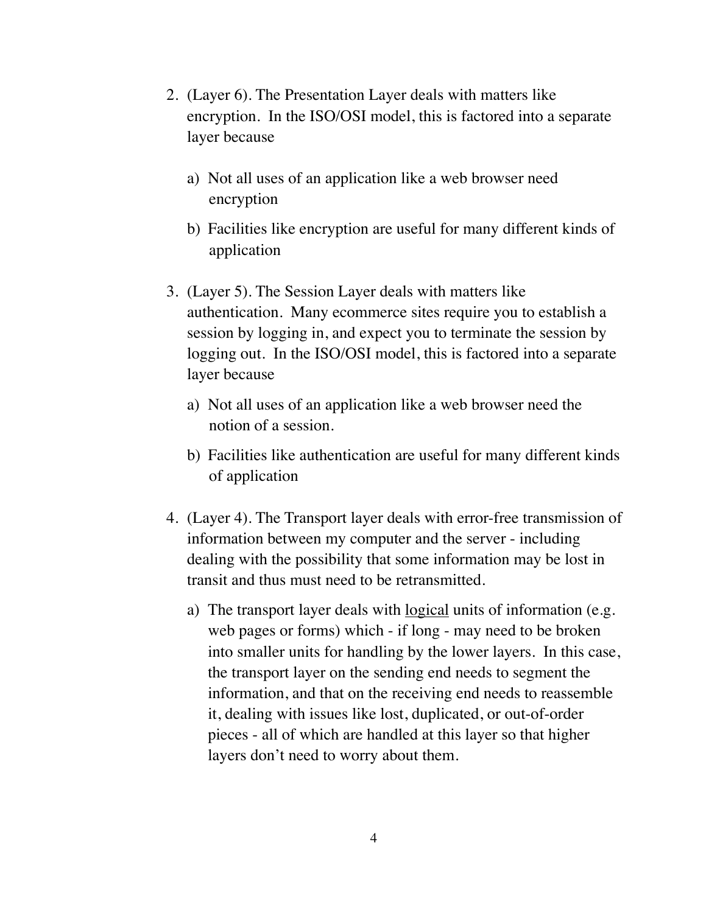2. (Layer 6). The Presentation Layer deals with matters like encryption. In the ISO/OSI model, this is factored into a separate layer because

    a) Not all uses of an application like a web browser need encryption

    b) Facilities like encryption are useful for many different kinds of application

3. (Layer 5). The Session Layer deals with matters like authentication. Many ecommerce sites require you to establish a session by logging in, and expect you to terminate the session by logging out. In the ISO/OSI model, this is factored into a separate layer because

    a) Not all uses of an application like a web browser need the notion of a session.

    b) Facilities like authentication are useful for many different kinds of application

4. (Layer 4). The Transport layer deals with error-free transmission of information between my computer and the server - including dealing with the possibility that some information may be lost in transit and thus must need to be retransmitted.

    a) The transport layer deals with <u>logical</u> units of information (e.g. web pages or forms) which - if long - may need to be broken into smaller units for handling by the lower layers. In this case, the transport layer on the sending end needs to segment the information, and that on the receiving end needs to reassemble it, dealing with issues like lost, duplicated, or out-of-order pieces - all of which are handled at this layer so that higher layers don't need to worry about them.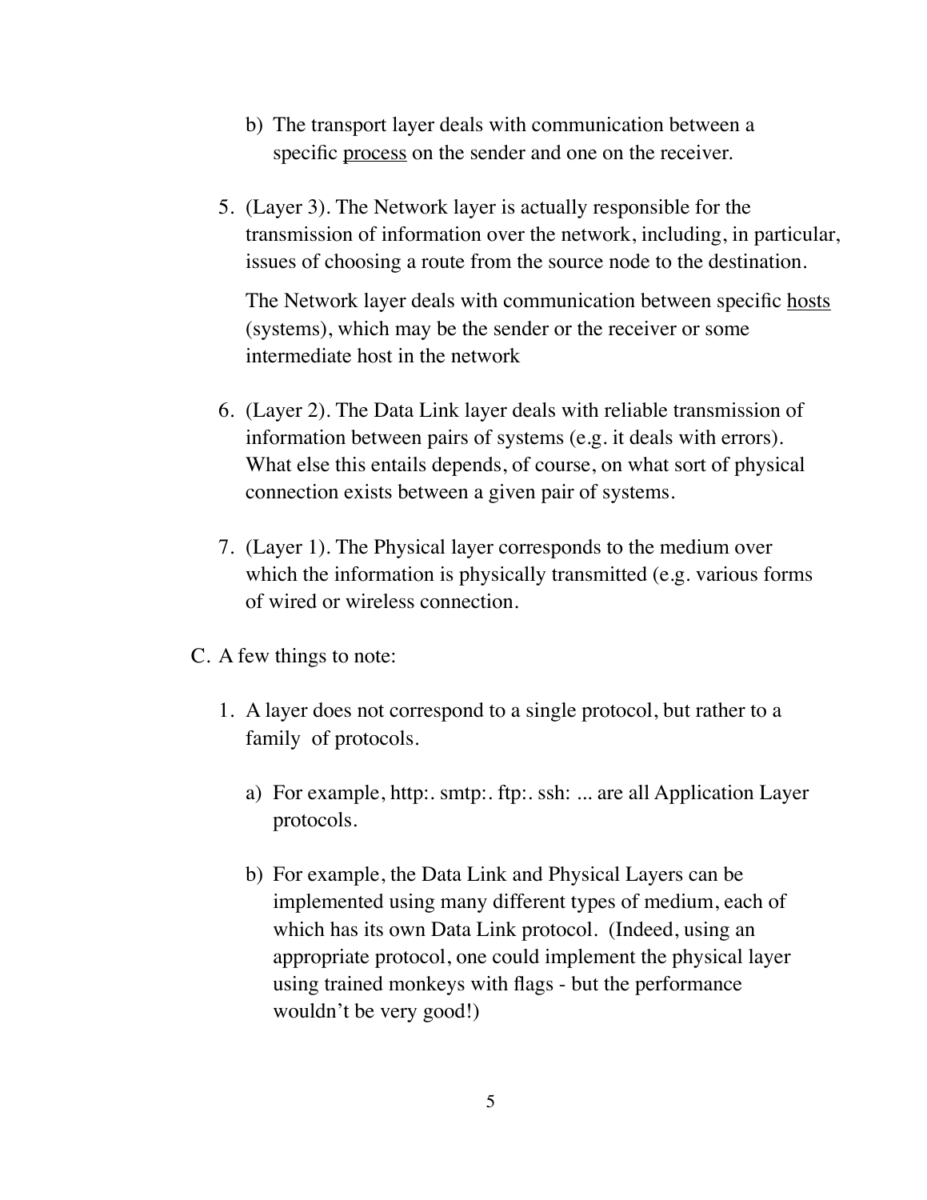b) The transport layer deals with communication between a specific <u>process</u> on the sender and one on the receiver.

5. (Layer 3). The Network layer is actually responsible for the transmission of information over the network, including, in particular, issues of choosing a route from the source node to the destination.

   The Network layer deals with communication between specific <u>hosts</u> (systems), which may be the sender or the receiver or some intermediate host in the network

6. (Layer 2). The Data Link layer deals with reliable transmission of information between pairs of systems (e.g. it deals with errors). What else this entails depends, of course, on what sort of physical connection exists between a given pair of systems.

7. (Layer 1). The Physical layer corresponds to the medium over which the information is physically transmitted (e.g. various forms of wired or wireless connection.

C. A few things to note:

1. A layer does not correspond to a single protocol, but rather to a family of protocols.

   a) For example, http:. smtp:. ftp:. ssh: ... are all Application Layer protocols.

   b) For example, the Data Link and Physical Layers can be implemented using many different types of medium, each of which has its own Data Link protocol. (Indeed, using an appropriate protocol, one could implement the physical layer using trained monkeys with flags - but the performance wouldn't be very good!)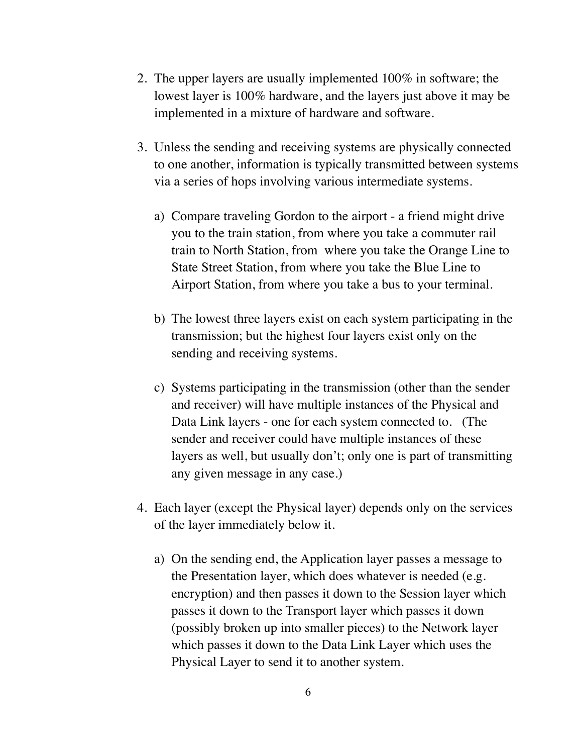2. The upper layers are usually implemented 100% in software; the lowest layer is 100% hardware, and the layers just above it may be implemented in a mixture of hardware and software.

3. Unless the sending and receiving systems are physically connected to one another, information is typically transmitted between systems via a series of hops involving various intermediate systems.

   a) Compare traveling Gordon to the airport - a friend might drive you to the train station, from where you take a commuter rail train to North Station, from  where you take the Orange Line to State Street Station, from where you take the Blue Line to Airport Station, from where you take a bus to your terminal.

   b) The lowest three layers exist on each system participating in the transmission; but the highest four layers exist only on the sending and receiving systems.

   c) Systems participating in the transmission (other than the sender and receiver) will have multiple instances of the Physical and Data Link layers - one for each system connected to.   (The sender and receiver could have multiple instances of these layers as well, but usually don't; only one is part of transmitting any given message in any case.)

4. Each layer (except the Physical layer) depends only on the services of the layer immediately below it.

   a) On the sending end, the Application layer passes a message to the Presentation layer, which does whatever is needed (e.g. encryption) and then passes it down to the Session layer which passes it down to the Transport layer which passes it down (possibly broken up into smaller pieces) to the Network layer which passes it down to the Data Link Layer which uses the Physical Layer to send it to another system.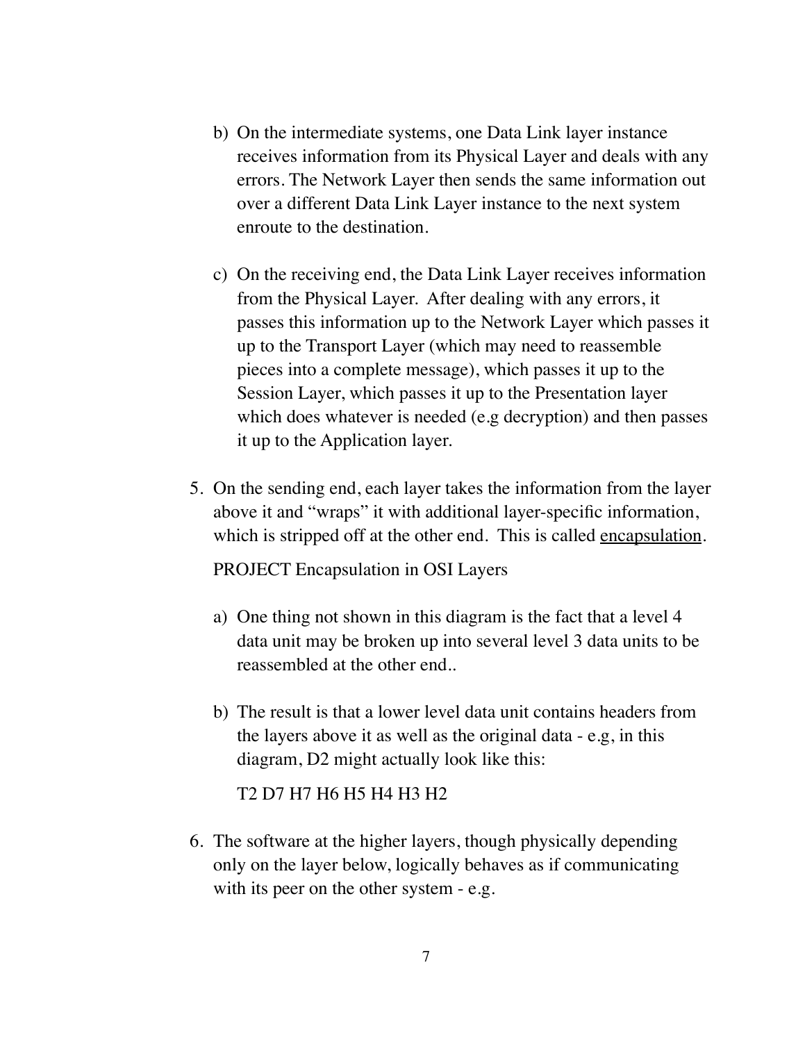b) On the intermediate systems, one Data Link layer instance receives information from its Physical Layer and deals with any errors. The Network Layer then sends the same information out over a different Data Link Layer instance to the next system enroute to the destination.

c) On the receiving end, the Data Link Layer receives information from the Physical Layer. After dealing with any errors, it passes this information up to the Network Layer which passes it up to the Transport Layer (which may need to reassemble pieces into a complete message), which passes it up to the Session Layer, which passes it up to the Presentation layer which does whatever is needed (e.g decryption) and then passes it up to the Application layer.

5. On the sending end, each layer takes the information from the layer above it and "wraps" it with additional layer-specific information, which is stripped off at the other end. This is called <u>encapsulation</u>.

   PROJECT Encapsulation in OSI Layers

   a) One thing not shown in this diagram is the fact that a level 4 data unit may be broken up into several level 3 data units to be reassembled at the other end..

   b) The result is that a lower level data unit contains headers from the layers above it as well as the original data - e.g, in this diagram, D2 might actually look like this:

      T2 D7 H7 H6 H5 H4 H3 H2

6. The software at the higher layers, though physically depending only on the layer below, logically behaves as if communicating with its peer on the other system - e.g.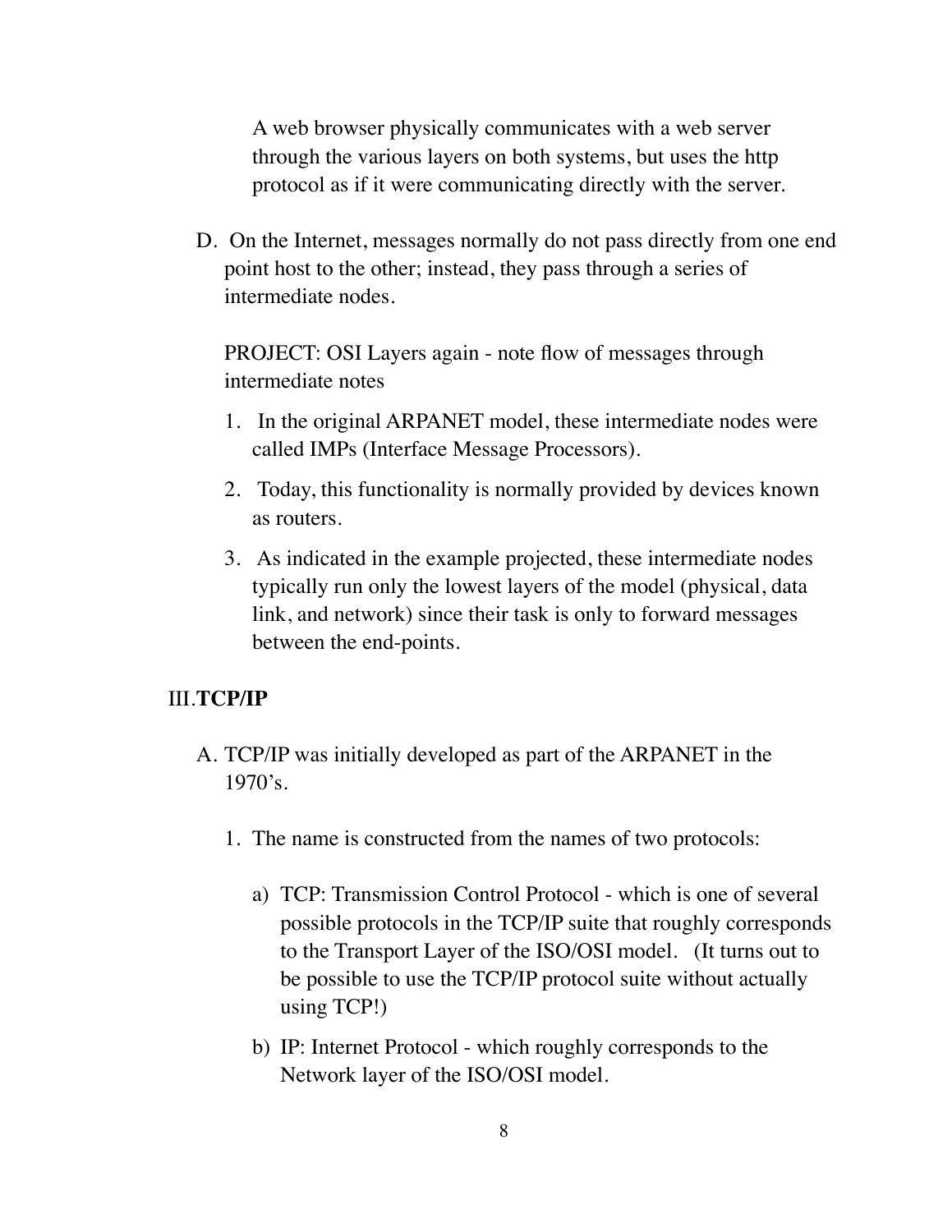A web browser physically communicates with a web server through the various layers on both systems, but uses the http protocol as if it were communicating directly with the server.

D. On the Internet, messages normally do not pass directly from one end point host to the other; instead, they pass through a series of intermediate nodes.

   PROJECT: OSI Layers again - note flow of messages through intermediate notes

   1. In the original ARPANET model, these intermediate nodes were called IMPs (Interface Message Processors).

   2. Today, this functionality is normally provided by devices known as routers.

   3. As indicated in the example projected, these intermediate nodes typically run only the lowest layers of the model (physical, data link, and network) since their task is only to forward messages between the end-points.

## III. TCP/IP

A. TCP/IP was initially developed as part of the ARPANET in the 1970's.

   1. The name is constructed from the names of two protocols:

      a) TCP: Transmission Control Protocol - which is one of several possible protocols in the TCP/IP suite that roughly corresponds to the Transport Layer of the ISO/OSI model. (It turns out to be possible to use the TCP/IP protocol suite without actually using TCP!)

      b) IP: Internet Protocol - which roughly corresponds to the Network layer of the ISO/OSI model.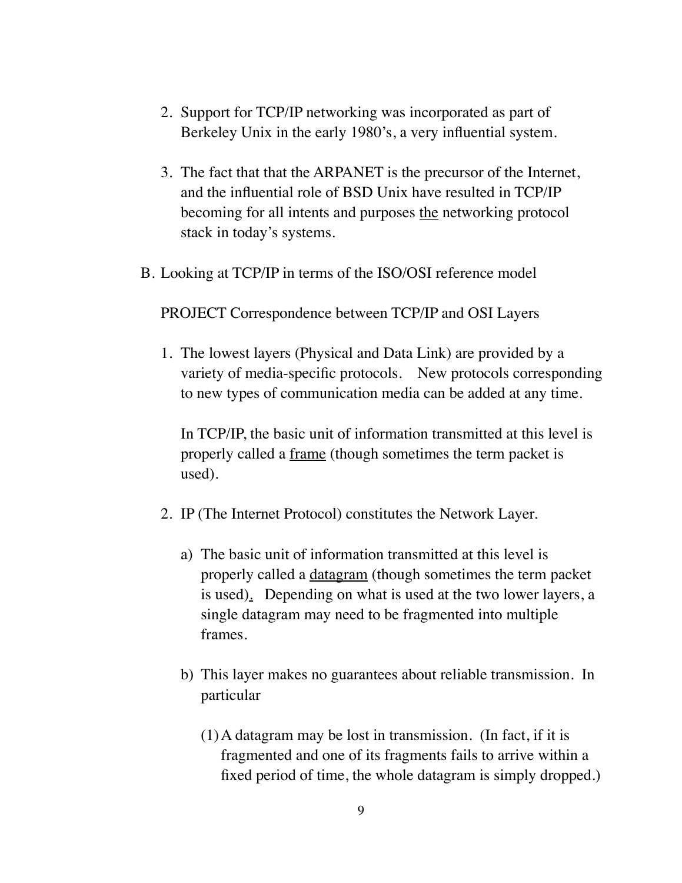2. Support for TCP/IP networking was incorporated as part of Berkeley Unix in the early 1980's, a very influential system.

3. The fact that that the ARPANET is the precursor of the Internet, and the influential role of BSD Unix have resulted in TCP/IP becoming for all intents and purposes <u>the</u> networking protocol stack in today's systems.

B. Looking at TCP/IP in terms of the ISO/OSI reference model

PROJECT Correspondence between TCP/IP and OSI Layers

1. The lowest layers (Physical and Data Link) are provided by a variety of media-specific protocols. New protocols corresponding to new types of communication media can be added at any time.

   In TCP/IP, the basic unit of information transmitted at this level is properly called a <u>frame</u> (though sometimes the term packet is used).

2. IP (The Internet Protocol) constitutes the Network Layer.

   a) The basic unit of information transmitted at this level is properly called a <u>datagram</u> (though sometimes the term packet is used). Depending on what is used at the two lower layers, a single datagram may need to be fragmented into multiple frames.

   b) This layer makes no guarantees about reliable transmission. In particular

      (1) A datagram may be lost in transmission. (In fact, if it is fragmented and one of its fragments fails to arrive within a fixed period of time, the whole datagram is simply dropped.)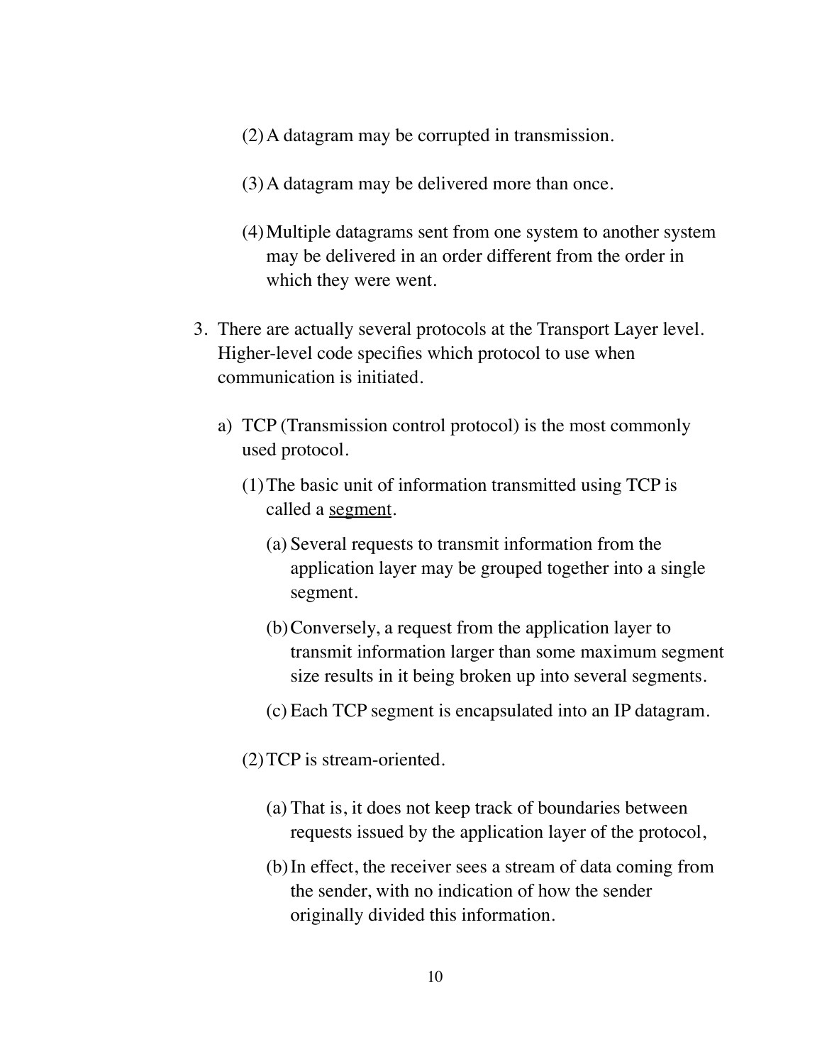(2) A datagram may be corrupted in transmission.

(3) A datagram may be delivered more than once.

(4) Multiple datagrams sent from one system to another system may be delivered in an order different from the order in which they were went.

3. There are actually several protocols at the Transport Layer level. Higher-level code specifies which protocol to use when communication is initiated.

   a) TCP (Transmission control protocol) is the most commonly used protocol.

      (1) The basic unit of information transmitted using TCP is called a <u>segment</u>.

         (a) Several requests to transmit information from the application layer may be grouped together into a single segment.

         (b) Conversely, a request from the application layer to transmit information larger than some maximum segment size results in it being broken up into several segments.

         (c) Each TCP segment is encapsulated into an IP datagram.

      (2) TCP is stream-oriented.

         (a) That is, it does not keep track of boundaries between requests issued by the application layer of the protocol,

         (b) In effect, the receiver sees a stream of data coming from the sender, with no indication of how the sender originally divided this information.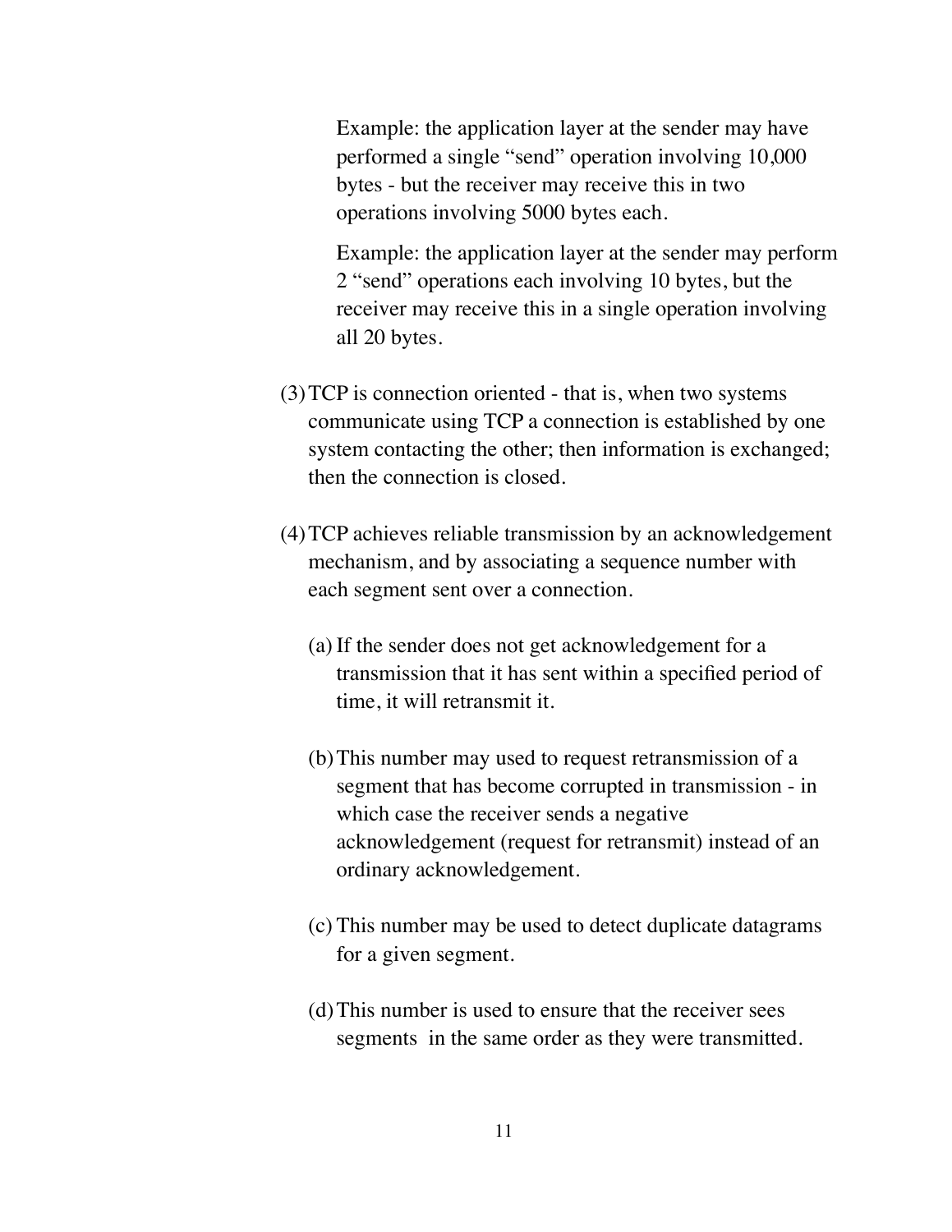Example: the application layer at the sender may have performed a single "send" operation involving 10,000 bytes - but the receiver may receive this in two operations involving 5000 bytes each.

Example: the application layer at the sender may perform 2 "send" operations each involving 10 bytes, but the receiver may receive this in a single operation involving all 20 bytes.

(3) TCP is connection oriented - that is, when two systems communicate using TCP a connection is established by one system contacting the other; then information is exchanged; then the connection is closed.

(4) TCP achieves reliable transmission by an acknowledgement mechanism, and by associating a sequence number with each segment sent over a connection.

   (a) If the sender does not get acknowledgement for a transmission that it has sent within a specified period of time, it will retransmit it.

   (b) This number may used to request retransmission of a segment that has become corrupted in transmission - in which case the receiver sends a negative acknowledgement (request for retransmit) instead of an ordinary acknowledgement.

   (c) This number may be used to detect duplicate datagrams for a given segment.

   (d) This number is used to ensure that the receiver sees segments in the same order as they were transmitted.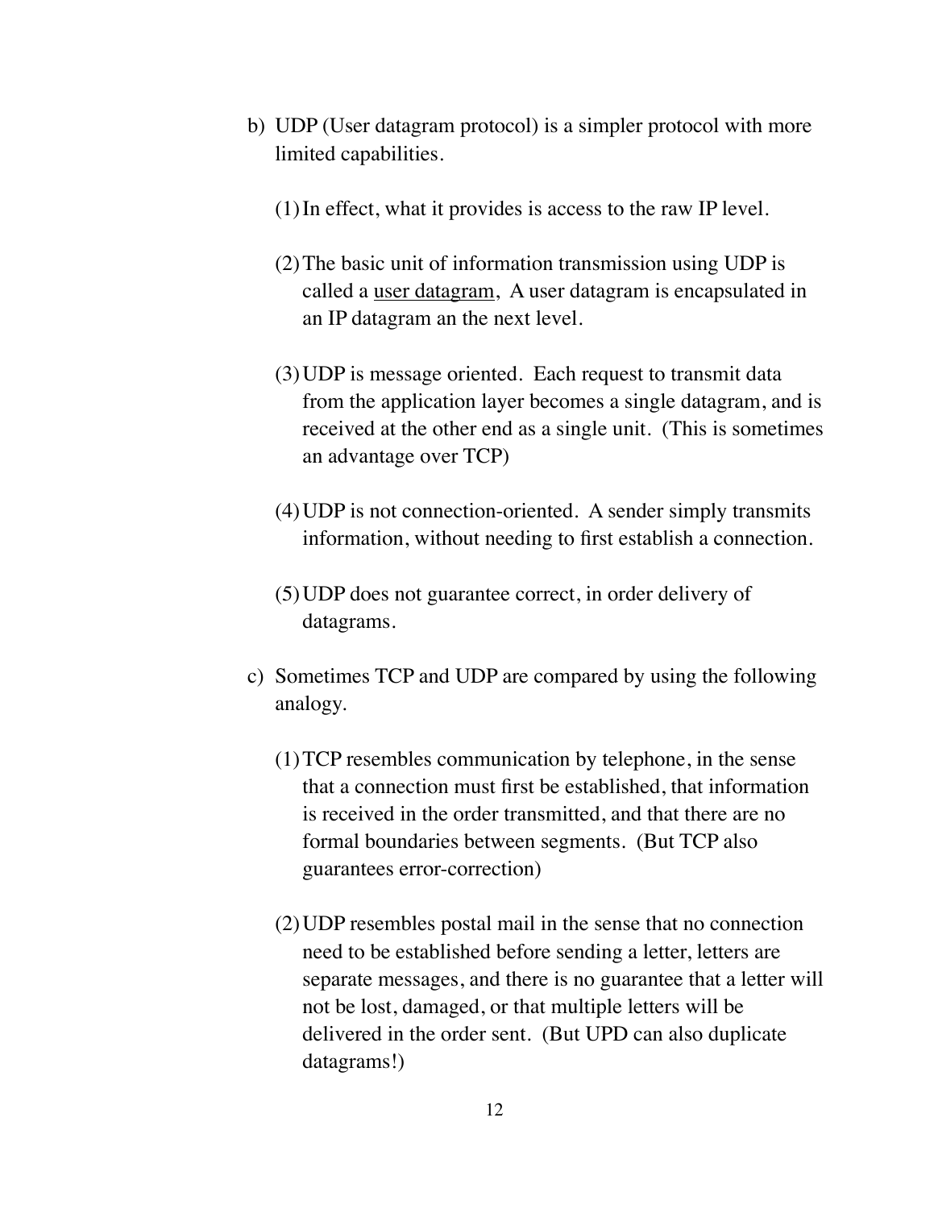b) UDP (User datagram protocol) is a simpler protocol with more limited capabilities.

   (1) In effect, what it provides is access to the raw IP level.

   (2) The basic unit of information transmission using UDP is called a <u>user datagram</u>, A user datagram is encapsulated in an IP datagram an the next level.

   (3) UDP is message oriented. Each request to transmit data from the application layer becomes a single datagram, and is received at the other end as a single unit. (This is sometimes an advantage over TCP)

   (4) UDP is not connection-oriented. A sender simply transmits information, without needing to first establish a connection.

   (5) UDP does not guarantee correct, in order delivery of datagrams.

c) Sometimes TCP and UDP are compared by using the following analogy.

   (1) TCP resembles communication by telephone, in the sense that a connection must first be established, that information is received in the order transmitted, and that there are no formal boundaries between segments. (But TCP also guarantees error-correction)

   (2) UDP resembles postal mail in the sense that no connection need to be established before sending a letter, letters are separate messages, and there is no guarantee that a letter will not be lost, damaged, or that multiple letters will be delivered in the order sent. (But UPD can also duplicate datagrams!)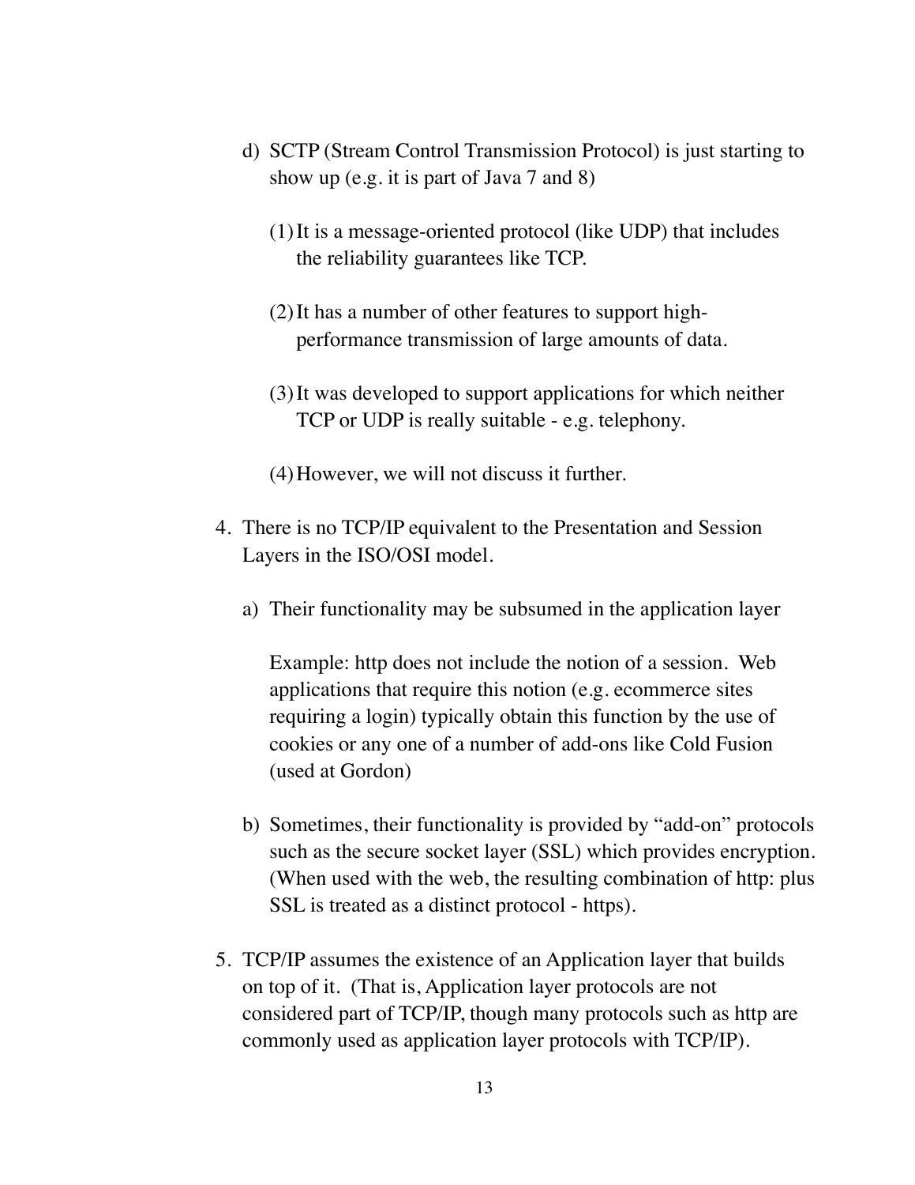d) SCTP (Stream Control Transmission Protocol) is just starting to show up (e.g. it is part of Java 7 and 8)

   (1) It is a message-oriented protocol (like UDP) that includes the reliability guarantees like TCP.

   (2) It has a number of other features to support high-performance transmission of large amounts of data.

   (3) It was developed to support applications for which neither TCP or UDP is really suitable - e.g. telephony.

   (4) However, we will not discuss it further.

4. There is no TCP/IP equivalent to the Presentation and Session Layers in the ISO/OSI model.

   a) Their functionality may be subsumed in the application layer

      Example: http does not include the notion of a session. Web applications that require this notion (e.g. ecommerce sites requiring a login) typically obtain this function by the use of cookies or any one of a number of add-ons like Cold Fusion (used at Gordon)

   b) Sometimes, their functionality is provided by "add-on" protocols such as the secure socket layer (SSL) which provides encryption. (When used with the web, the resulting combination of http: plus SSL is treated as a distinct protocol - https).

5. TCP/IP assumes the existence of an Application layer that builds on top of it. (That is, Application layer protocols are not considered part of TCP/IP, though many protocols such as http are commonly used as application layer protocols with TCP/IP).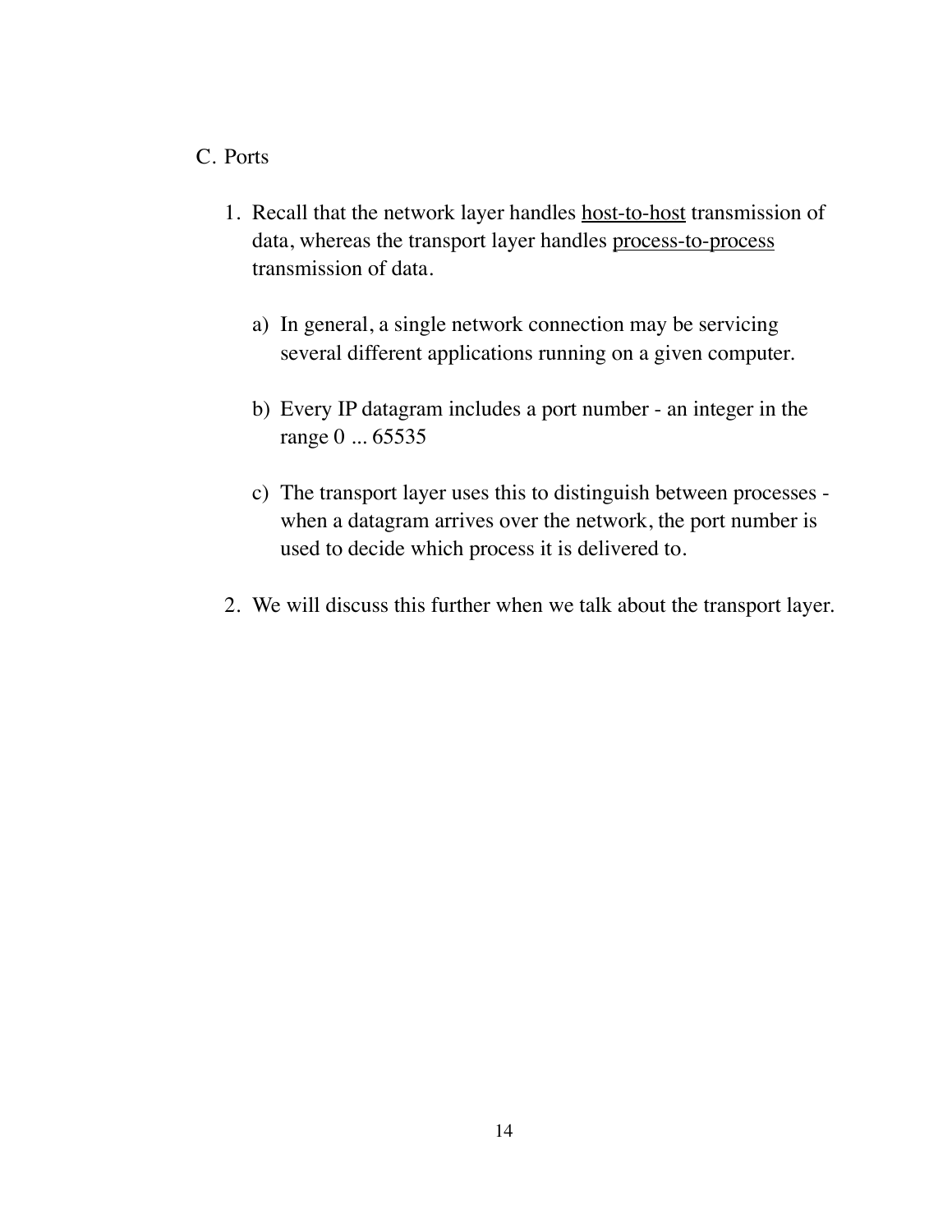C. Ports

1. Recall that the network layer handles <u>host-to-host</u> transmission of data, whereas the transport layer handles <u>process-to-process</u> transmission of data.

    a) In general, a single network connection may be servicing several different applications running on a given computer.

    b) Every IP datagram includes a port number - an integer in the range 0 ... 65535

    c) The transport layer uses this to distinguish between processes - when a datagram arrives over the network, the port number is used to decide which process it is delivered to.

2. We will discuss this further when we talk about the transport layer.